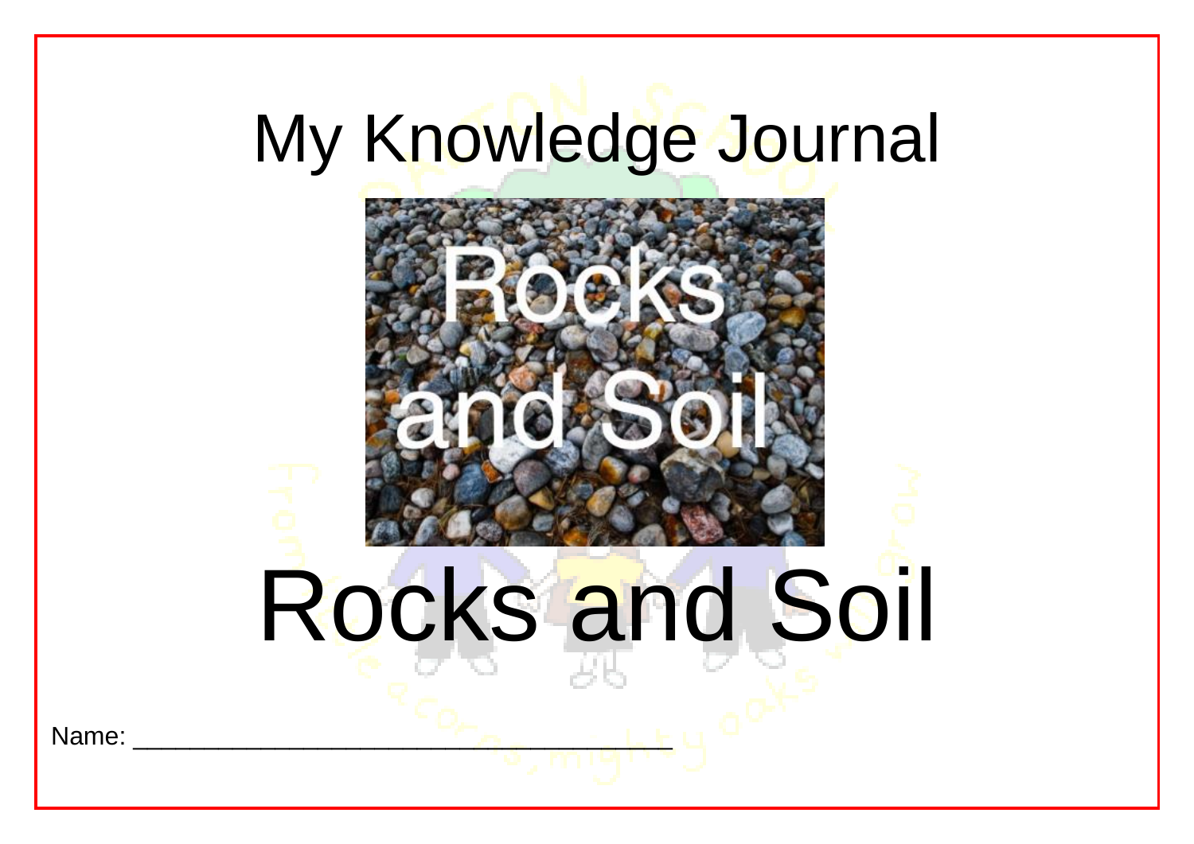# My Knowledge Journal

# Rocks and Soil

Name: ___________________________________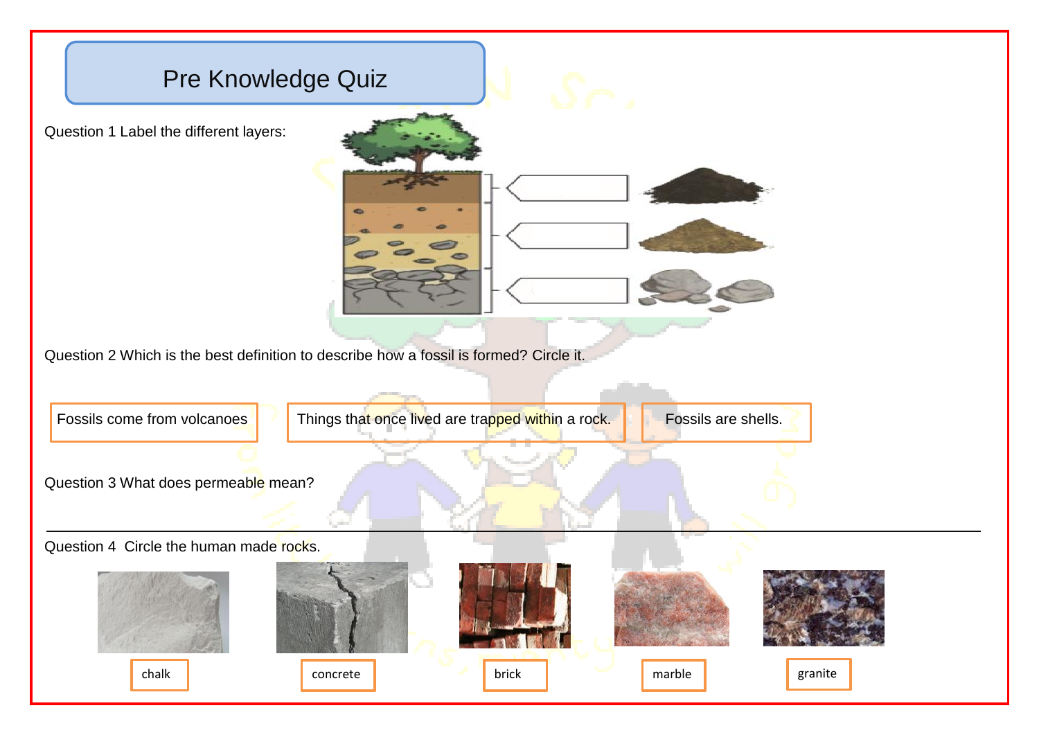# Pre Knowledge Quiz

Question 1 Label the different layers:

Question 2 Which is the best definition to describe how a fossil is formed? Circle it.

Fossils come from volcanoes | Things that once lived are trapped within a rock. | Fossils are shells.

Question 3 What does permeable mean?

---

Question 4 Circle the human made rocks.

chalk | concrete | brick | marble | granite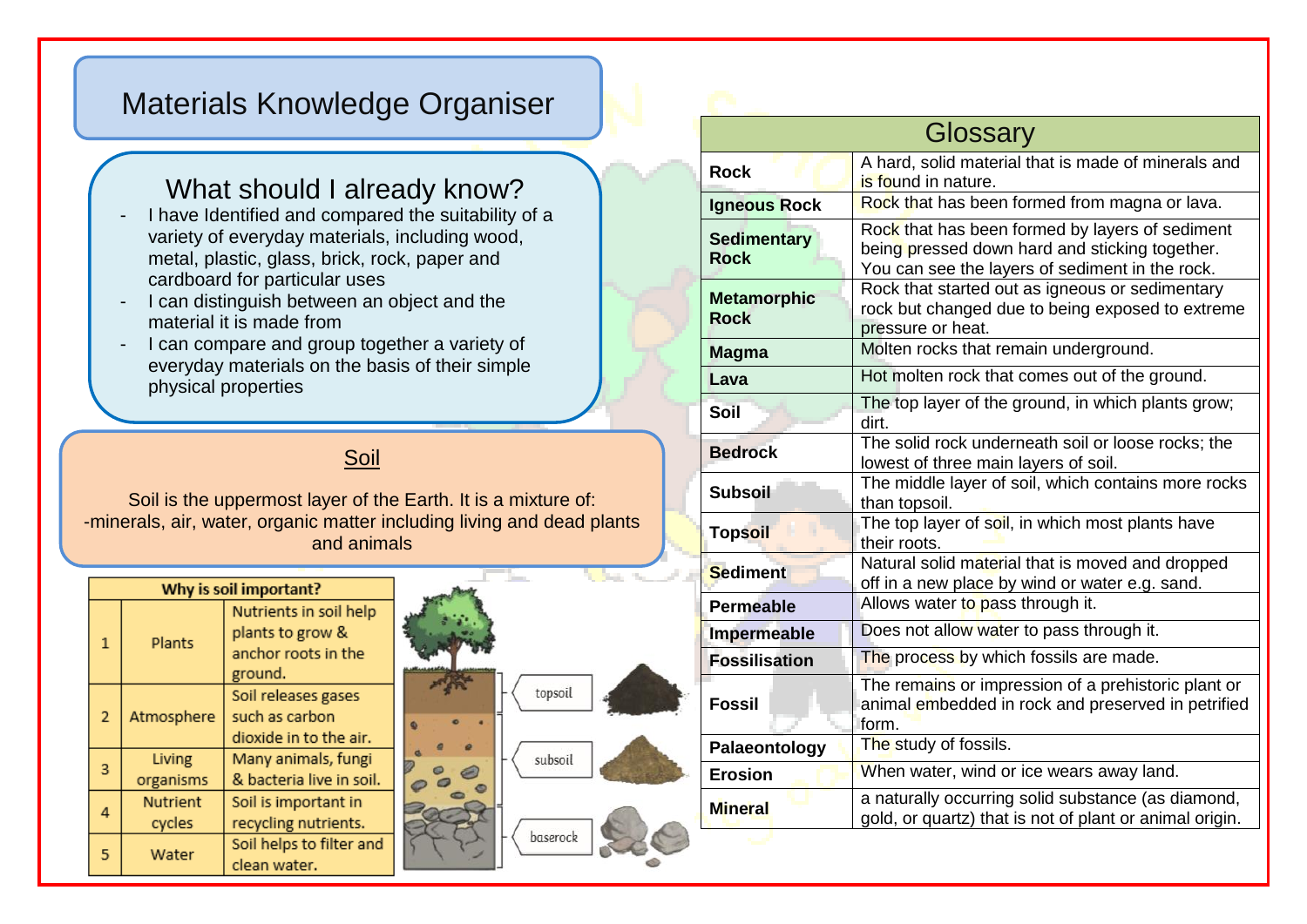# Materials Knowledge Organiser

## What should I already know?

- I have Identified and compared the suitability of a variety of everyday materials, including wood, metal, plastic, glass, brick, rock, paper and cardboard for particular uses
- I can distinguish between an object and the material it is made from
- I can compare and group together a variety of everyday materials on the basis of their simple physical properties

## Soil

Soil is the uppermost layer of the Earth. It is a mixture of:
-minerals, air, water, organic matter including living and dead plants and animals

| Why is soil important? | | |
|---|---|---|
| 1 | Plants | Nutrients in soil help plants to grow & anchor roots in the ground. |
| 2 | Atmosphere | Soil releases gases such as carbon dioxide in to the air. |
| 3 | Living organisms | Many animals, fungi & bacteria live in soil. |
| 4 | Nutrient cycles | Soil is important in recycling nutrients. |
| 5 | Water | Soil helps to filter and clean water. |

topsoil

subsoil

baserock

## Glossary

| Term | Definition |
|---|---|
| **Rock** | A hard, solid material that is made of minerals and is found in nature. |
| **Igneous Rock** | Rock that has been formed from magna or lava. |
| **Sedimentary Rock** | Rock that has been formed by layers of sediment being pressed down hard and sticking together. You can see the layers of sediment in the rock. |
| **Metamorphic Rock** | Rock that started out as igneous or sedimentary rock but changed due to being exposed to extreme pressure or heat. |
| **Magma** | Molten rocks that remain underground. |
| **Lava** | Hot molten rock that comes out of the ground. |
| **Soil** | The top layer of the ground, in which plants grow; dirt. |
| **Bedrock** | The solid rock underneath soil or loose rocks; the lowest of three main layers of soil. |
| **Subsoil** | The middle layer of soil, which contains more rocks than topsoil. |
| **Topsoil** | The top layer of soil, in which most plants have their roots. |
| **Sediment** | Natural solid material that is moved and dropped off in a new place by wind or water e.g. sand. |
| **Permeable** | Allows water to pass through it. |
| **Impermeable** | Does not allow water to pass through it. |
| **Fossilisation** | The process by which fossils are made. |
| **Fossil** | The remains or impression of a prehistoric plant or animal embedded in rock and preserved in petrified form. |
| **Palaeontology** | The study of fossils. |
| **Erosion** | When water, wind or ice wears away land. |
| **Mineral** | a naturally occurring solid substance (as diamond, gold, or quartz) that is not of plant or animal origin. |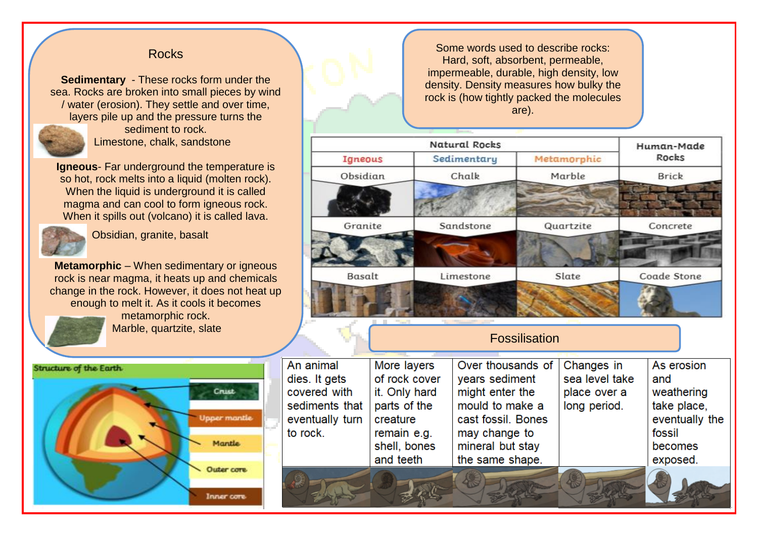## Rocks

**Sedimentary** - These rocks form under the sea. Rocks are broken into small pieces by wind / water (erosion). They settle and over time, layers pile up and the pressure turns the sediment to rock.
Limestone, chalk, sandstone

**Igneous**- Far underground the temperature is so hot, rock melts into a liquid (molten rock). When the liquid is underground it is called magma and can cool to form igneous rock. When it spills out (volcano) it is called lava.
Obsidian, granite, basalt

**Metamorphic** – When sedimentary or igneous rock is near magma, it heats up and chemicals change in the rock. However, it does not heat up enough to melt it. As it cools it becomes metamorphic rock.
Marble, quartzite, slate

Some words used to describe rocks: Hard, soft, absorbent, permeable, impermeable, durable, high density, low density. Density measures how bulky the rock is (how tightly packed the molecules are).

| Natural Rocks | | | Human-Made Rocks |
|---|---|---|---|
| Igneous | Sedimentary | Metamorphic | |
| Obsidian | Chalk | Marble | Brick |
| Granite | Sandstone | Quartzite | Concrete |
| Basalt | Limestone | Slate | Coade Stone |

**Structure of the Earth**

- Crust
- Upper mantle
- Mantle
- Outer core
- Inner core

## Fossilisation

| | | | | |
|---|---|---|---|---|
| An animal dies. It gets covered with sediments that eventually turn to rock. | More layers of rock cover it. Only hard parts of the creature remain e.g. shell, bones and teeth | Over thousands of years sediment might enter the mould to make a cast fossil. Bones may change to mineral but stay the same shape. | Changes in sea level take place over a long period. | As erosion and weathering take place, eventually the fossil becomes exposed. |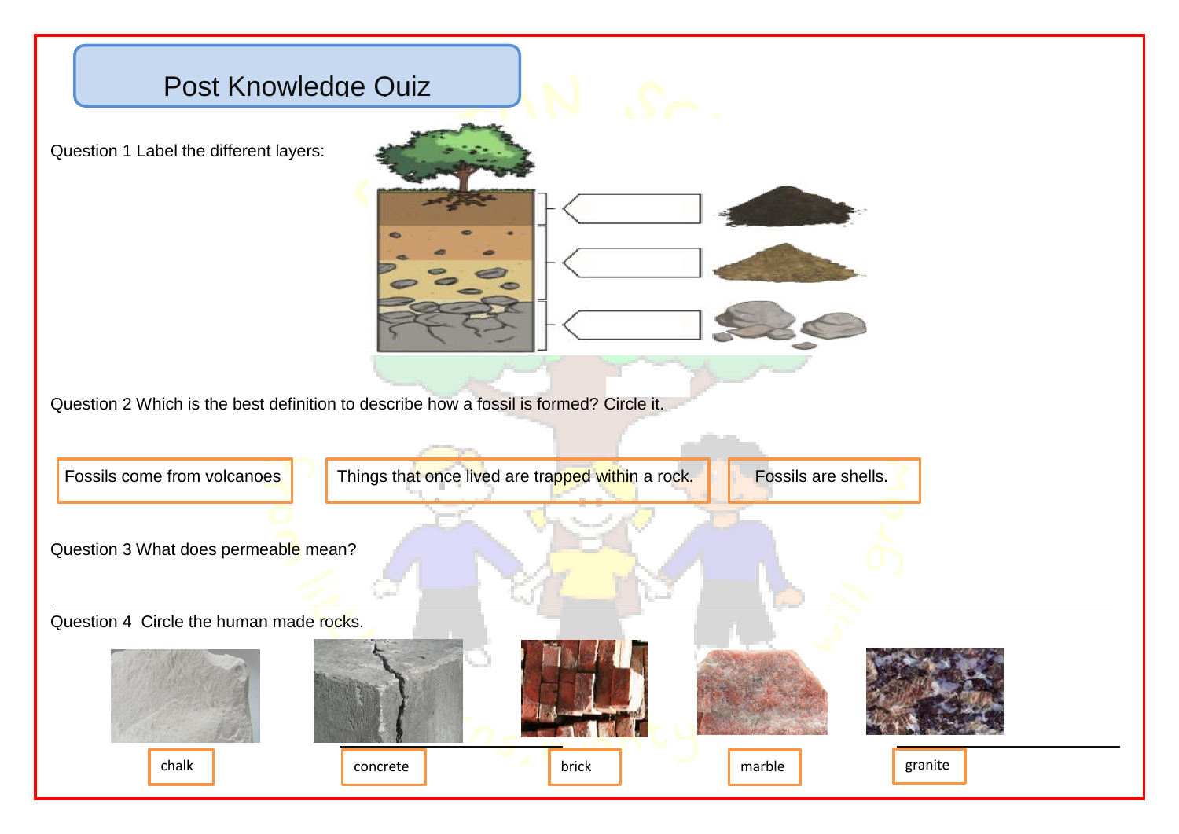# Post Knowledge Quiz

Question 1 Label the different layers:

Question 2 Which is the best definition to describe how a fossil is formed? Circle it.

Fossils come from volcanoes

Things that once lived are trapped within a rock.

Fossils are shells.

Question 3 What does permeable mean?

Question 4 Circle the human made rocks.

chalk

concrete

brick

marble

granite